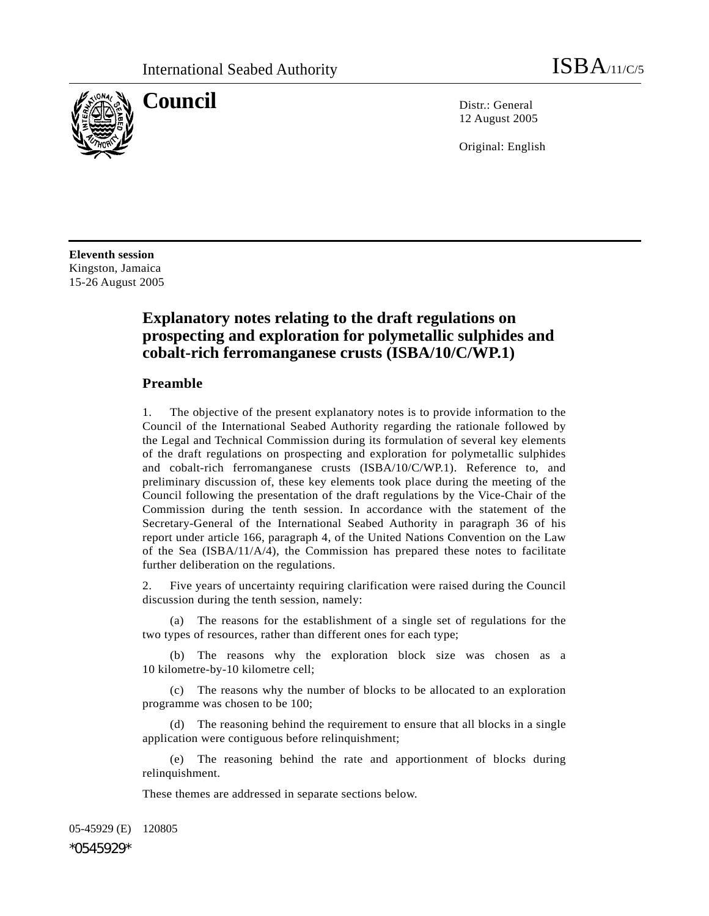International Seabed Authority ISBA/11/C/5

**Council**

Distr.: General
12 August 2005

Original: English

**Eleventh session**
Kingston, Jamaica
15-26 August 2005

# Explanatory notes relating to the draft regulations on prospecting and exploration for polymetallic sulphides and cobalt-rich ferromanganese crusts (ISBA/10/C/WP.1)

## Preamble

1. The objective of the present explanatory notes is to provide information to the Council of the International Seabed Authority regarding the rationale followed by the Legal and Technical Commission during its formulation of several key elements of the draft regulations on prospecting and exploration for polymetallic sulphides and cobalt-rich ferromanganese crusts (ISBA/10/C/WP.1). Reference to, and preliminary discussion of, these key elements took place during the meeting of the Council following the presentation of the draft regulations by the Vice-Chair of the Commission during the tenth session. In accordance with the statement of the Secretary-General of the International Seabed Authority in paragraph 36 of his report under article 166, paragraph 4, of the United Nations Convention on the Law of the Sea (ISBA/11/A/4), the Commission has prepared these notes to facilitate further deliberation on the regulations.

2. Five years of uncertainty requiring clarification were raised during the Council discussion during the tenth session, namely:

(a) The reasons for the establishment of a single set of regulations for the two types of resources, rather than different ones for each type;

(b) The reasons why the exploration block size was chosen as a 10 kilometre-by-10 kilometre cell;

(c) The reasons why the number of blocks to be allocated to an exploration programme was chosen to be 100;

(d) The reasoning behind the requirement to ensure that all blocks in a single application were contiguous before relinquishment;

(e) The reasoning behind the rate and apportionment of blocks during relinquishment.

These themes are addressed in separate sections below.

05-45929 (E) 120805

*0545929*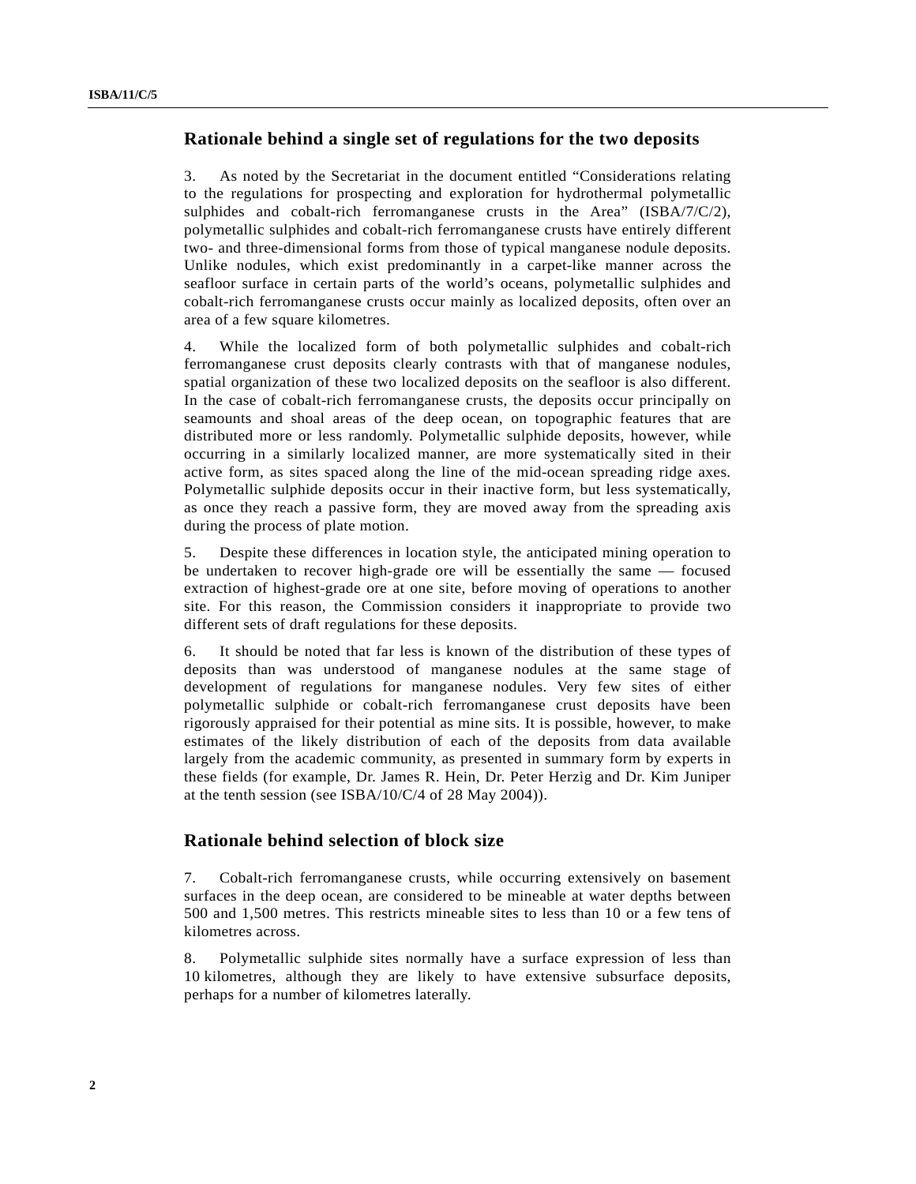## Rationale behind a single set of regulations for the two deposits

3. As noted by the Secretariat in the document entitled "Considerations relating to the regulations for prospecting and exploration for hydrothermal polymetallic sulphides and cobalt-rich ferromanganese crusts in the Area" (ISBA/7/C/2), polymetallic sulphides and cobalt-rich ferromanganese crusts have entirely different two- and three-dimensional forms from those of typical manganese nodule deposits. Unlike nodules, which exist predominantly in a carpet-like manner across the seafloor surface in certain parts of the world's oceans, polymetallic sulphides and cobalt-rich ferromanganese crusts occur mainly as localized deposits, often over an area of a few square kilometres.

4. While the localized form of both polymetallic sulphides and cobalt-rich ferromanganese crust deposits clearly contrasts with that of manganese nodules, spatial organization of these two localized deposits on the seafloor is also different. In the case of cobalt-rich ferromanganese crusts, the deposits occur principally on seamounts and shoal areas of the deep ocean, on topographic features that are distributed more or less randomly. Polymetallic sulphide deposits, however, while occurring in a similarly localized manner, are more systematically sited in their active form, as sites spaced along the line of the mid-ocean spreading ridge axes. Polymetallic sulphide deposits occur in their inactive form, but less systematically, as once they reach a passive form, they are moved away from the spreading axis during the process of plate motion.

5. Despite these differences in location style, the anticipated mining operation to be undertaken to recover high-grade ore will be essentially the same — focused extraction of highest-grade ore at one site, before moving of operations to another site. For this reason, the Commission considers it inappropriate to provide two different sets of draft regulations for these deposits.

6. It should be noted that far less is known of the distribution of these types of deposits than was understood of manganese nodules at the same stage of development of regulations for manganese nodules. Very few sites of either polymetallic sulphide or cobalt-rich ferromanganese crust deposits have been rigorously appraised for their potential as mine sits. It is possible, however, to make estimates of the likely distribution of each of the deposits from data available largely from the academic community, as presented in summary form by experts in these fields (for example, Dr. James R. Hein, Dr. Peter Herzig and Dr. Kim Juniper at the tenth session (see ISBA/10/C/4 of 28 May 2004)).

## Rationale behind selection of block size

7. Cobalt-rich ferromanganese crusts, while occurring extensively on basement surfaces in the deep ocean, are considered to be mineable at water depths between 500 and 1,500 metres. This restricts mineable sites to less than 10 or a few tens of kilometres across.

8. Polymetallic sulphide sites normally have a surface expression of less than 10 kilometres, although they are likely to have extensive subsurface deposits, perhaps for a number of kilometres laterally.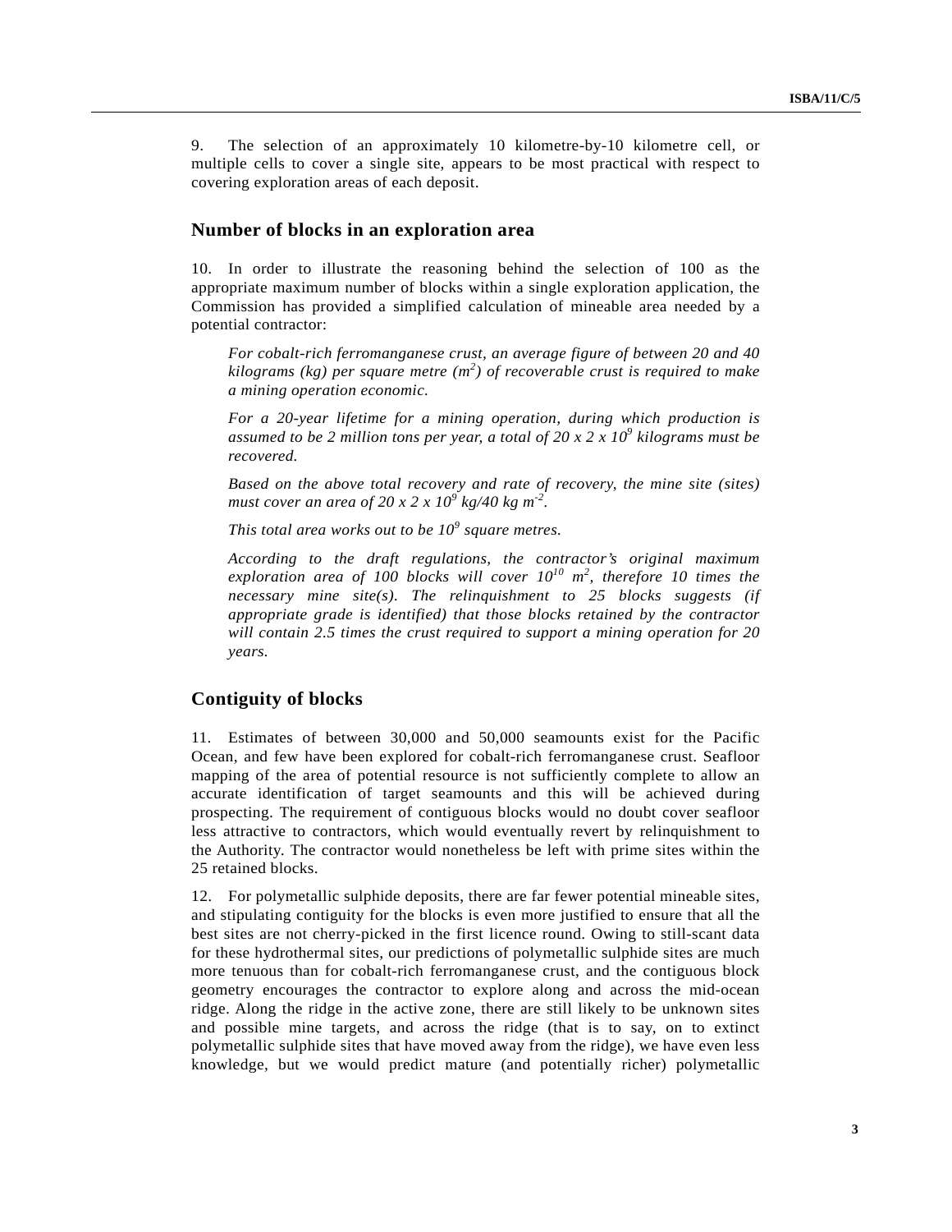9. The selection of an approximately 10 kilometre-by-10 kilometre cell, or multiple cells to cover a single site, appears to be most practical with respect to covering exploration areas of each deposit.

## Number of blocks in an exploration area

10. In order to illustrate the reasoning behind the selection of 100 as the appropriate maximum number of blocks within a single exploration application, the Commission has provided a simplified calculation of mineable area needed by a potential contractor:

> *For cobalt-rich ferromanganese crust, an average figure of between 20 and 40 kilograms (kg) per square metre ($m^2$) of recoverable crust is required to make a mining operation economic.*
>
> *For a 20-year lifetime for a mining operation, during which production is assumed to be 2 million tons per year, a total of $20 \times 2 \times 10^9$ kilograms must be recovered.*
>
> *Based on the above total recovery and rate of recovery, the mine site (sites) must cover an area of $20 \times 2 \times 10^9$ kg/40 kg $m^{-2}$.*
>
> *This total area works out to be $10^9$ square metres.*
>
> *According to the draft regulations, the contractor's original maximum exploration area of 100 blocks will cover $10^{10}$ $m^2$, therefore 10 times the necessary mine site(s). The relinquishment to 25 blocks suggests (if appropriate grade is identified) that those blocks retained by the contractor will contain 2.5 times the crust required to support a mining operation for 20 years.*

## Contiguity of blocks

11. Estimates of between 30,000 and 50,000 seamounts exist for the Pacific Ocean, and few have been explored for cobalt-rich ferromanganese crust. Seafloor mapping of the area of potential resource is not sufficiently complete to allow an accurate identification of target seamounts and this will be achieved during prospecting. The requirement of contiguous blocks would no doubt cover seafloor less attractive to contractors, which would eventually revert by relinquishment to the Authority. The contractor would nonetheless be left with prime sites within the 25 retained blocks.

12. For polymetallic sulphide deposits, there are far fewer potential mineable sites, and stipulating contiguity for the blocks is even more justified to ensure that all the best sites are not cherry-picked in the first licence round. Owing to still-scant data for these hydrothermal sites, our predictions of polymetallic sulphide sites are much more tenuous than for cobalt-rich ferromanganese crust, and the contiguous block geometry encourages the contractor to explore along and across the mid-ocean ridge. Along the ridge in the active zone, there are still likely to be unknown sites and possible mine targets, and across the ridge (that is to say, on to extinct polymetallic sulphide sites that have moved away from the ridge), we have even less knowledge, but we would predict mature (and potentially richer) polymetallic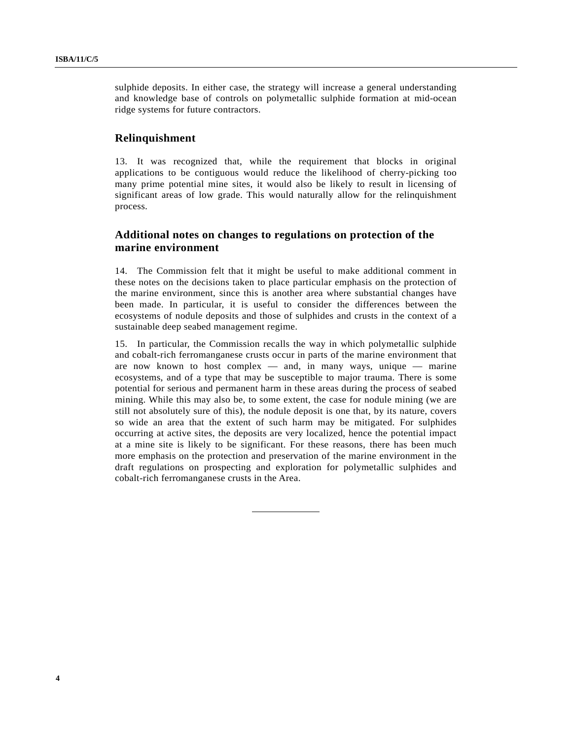sulphide deposits. In either case, the strategy will increase a general understanding and knowledge base of controls on polymetallic sulphide formation at mid-ocean ridge systems for future contractors.

## Relinquishment

13. It was recognized that, while the requirement that blocks in original applications to be contiguous would reduce the likelihood of cherry-picking too many prime potential mine sites, it would also be likely to result in licensing of significant areas of low grade. This would naturally allow for the relinquishment process.

## Additional notes on changes to regulations on protection of the marine environment

14. The Commission felt that it might be useful to make additional comment in these notes on the decisions taken to place particular emphasis on the protection of the marine environment, since this is another area where substantial changes have been made. In particular, it is useful to consider the differences between the ecosystems of nodule deposits and those of sulphides and crusts in the context of a sustainable deep seabed management regime.

15. In particular, the Commission recalls the way in which polymetallic sulphide and cobalt-rich ferromanganese crusts occur in parts of the marine environment that are now known to host complex — and, in many ways, unique — marine ecosystems, and of a type that may be susceptible to major trauma. There is some potential for serious and permanent harm in these areas during the process of seabed mining. While this may also be, to some extent, the case for nodule mining (we are still not absolutely sure of this), the nodule deposit is one that, by its nature, covers so wide an area that the extent of such harm may be mitigated. For sulphides occurring at active sites, the deposits are very localized, hence the potential impact at a mine site is likely to be significant. For these reasons, there has been much more emphasis on the protection and preservation of the marine environment in the draft regulations on prospecting and exploration for polymetallic sulphides and cobalt-rich ferromanganese crusts in the Area.